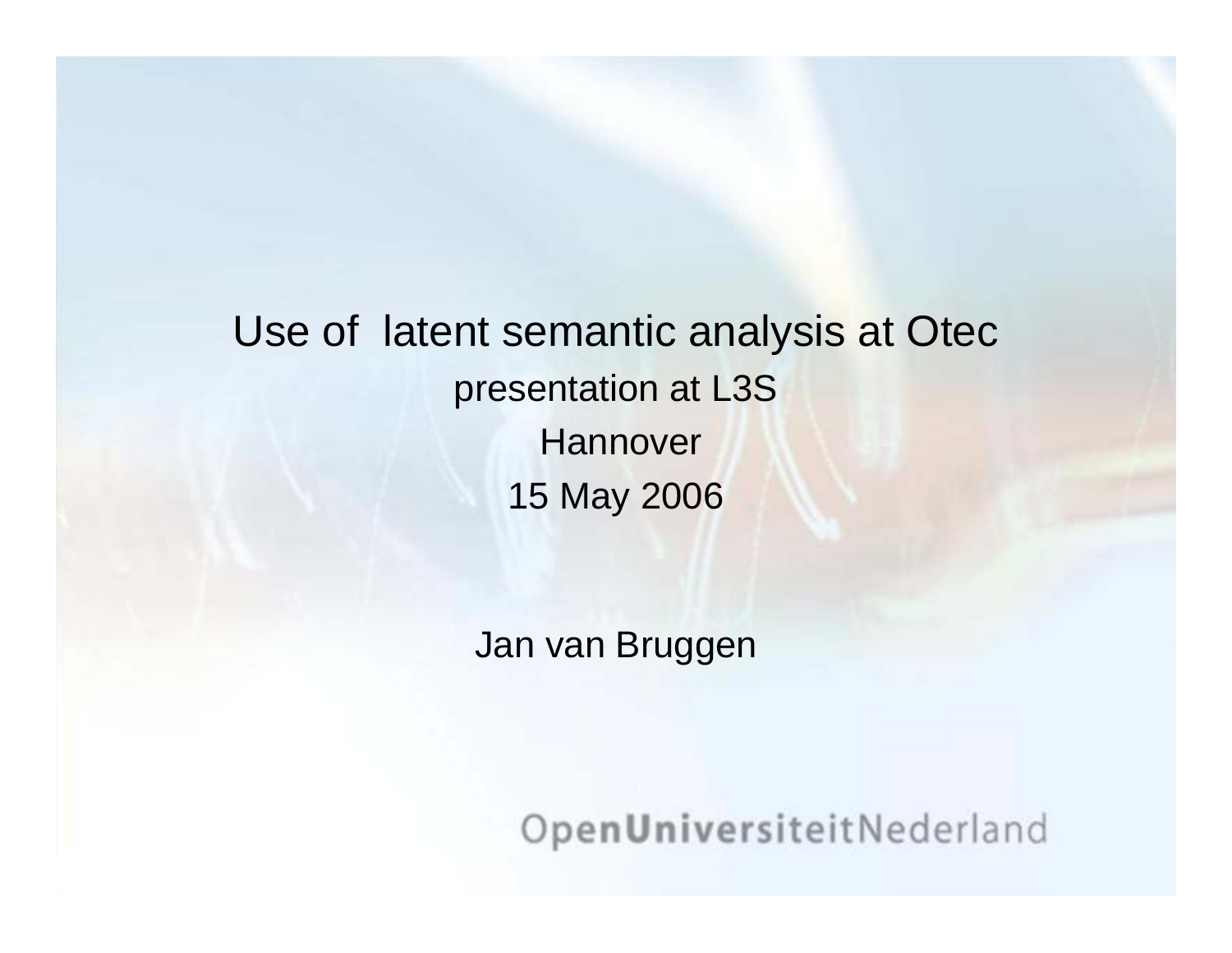# Use of latent semantic analysis at Otec

presentation at L3S

Hannover

15 May 2006

Jan van Bruggen

OpenUniversiteitNederland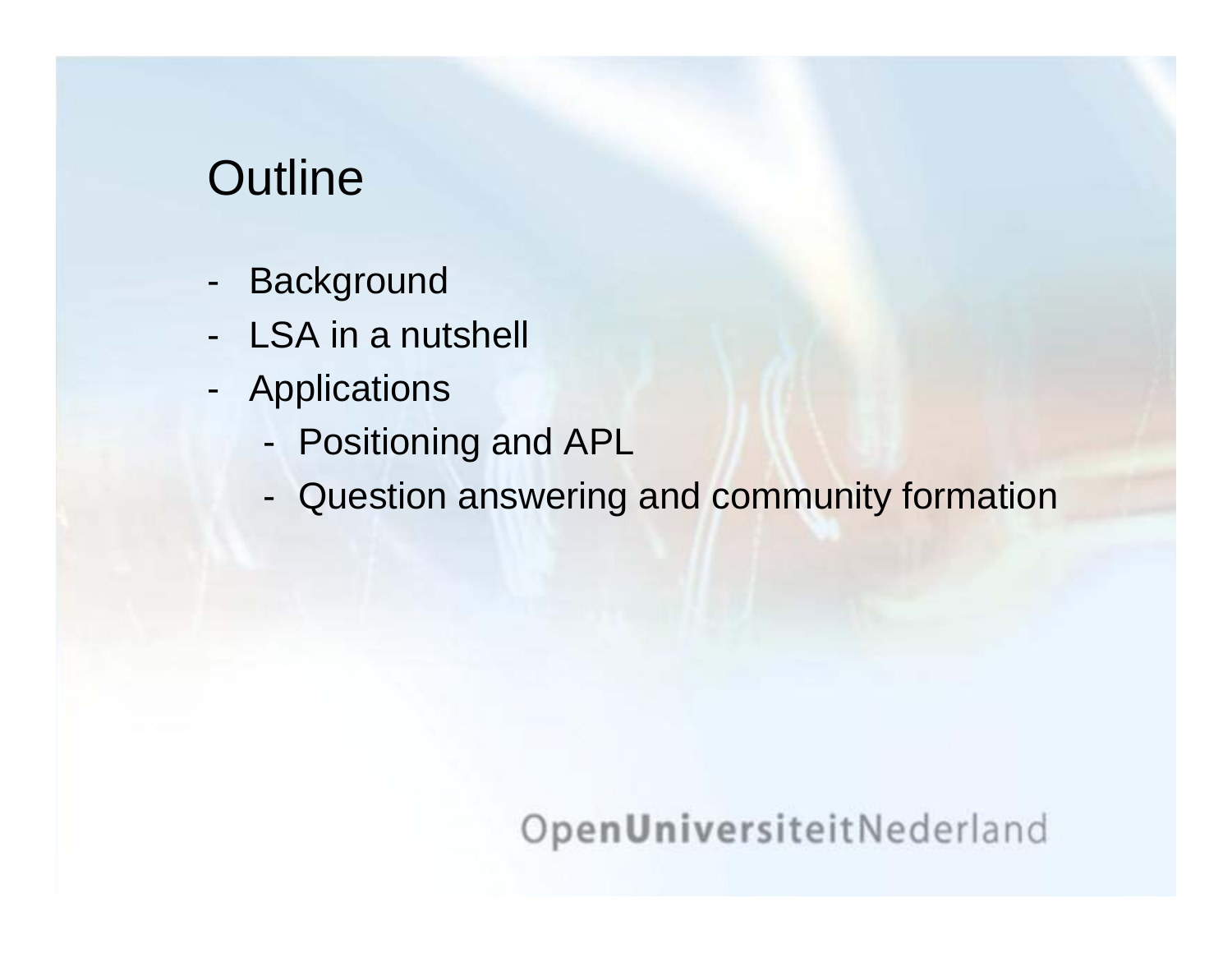# Outline

- Background
- LSA in a nutshell
- Applications
  - Positioning and APL
  - Question answering and community formation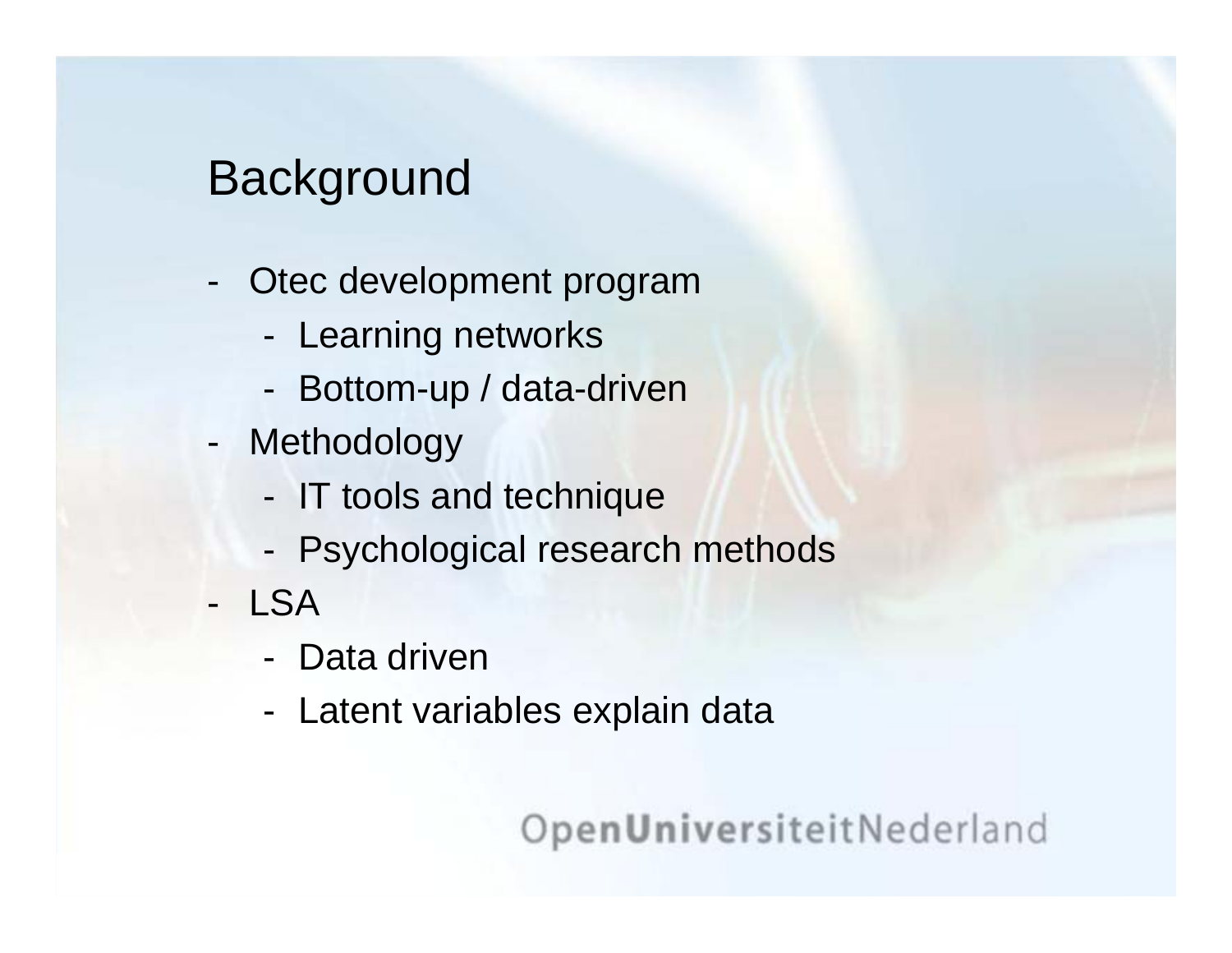# Background

- Otec development program
  - Learning networks
  - Bottom-up / data-driven
- Methodology
  - IT tools and technique
  - Psychological research methods
- LSA
  - Data driven
  - Latent variables explain data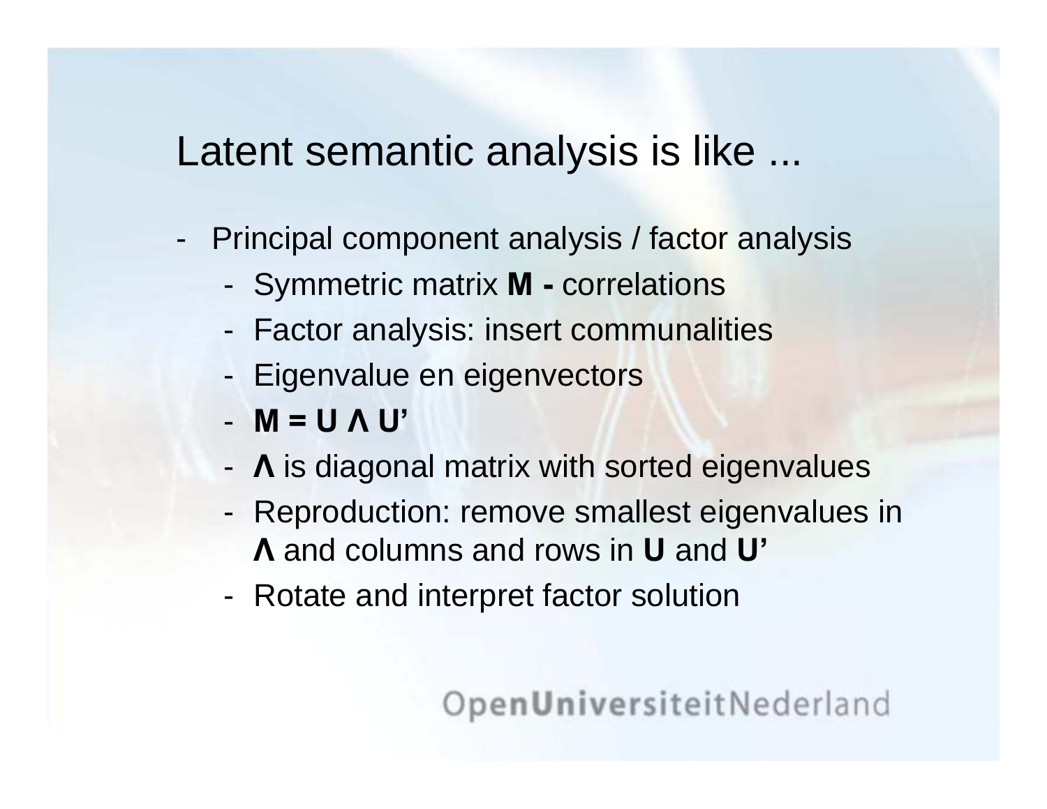# Latent semantic analysis is like ...

- Principal component analysis / factor analysis
  - Symmetric matrix **M -** correlations
  - Factor analysis: insert communalities
  - Eigenvalue en eigenvectors
  - **M = U Λ U'**
  - **Λ** is diagonal matrix with sorted eigenvalues
  - Reproduction: remove smallest eigenvalues in **Λ** and columns and rows in **U** and **U'**
  - Rotate and interpret factor solution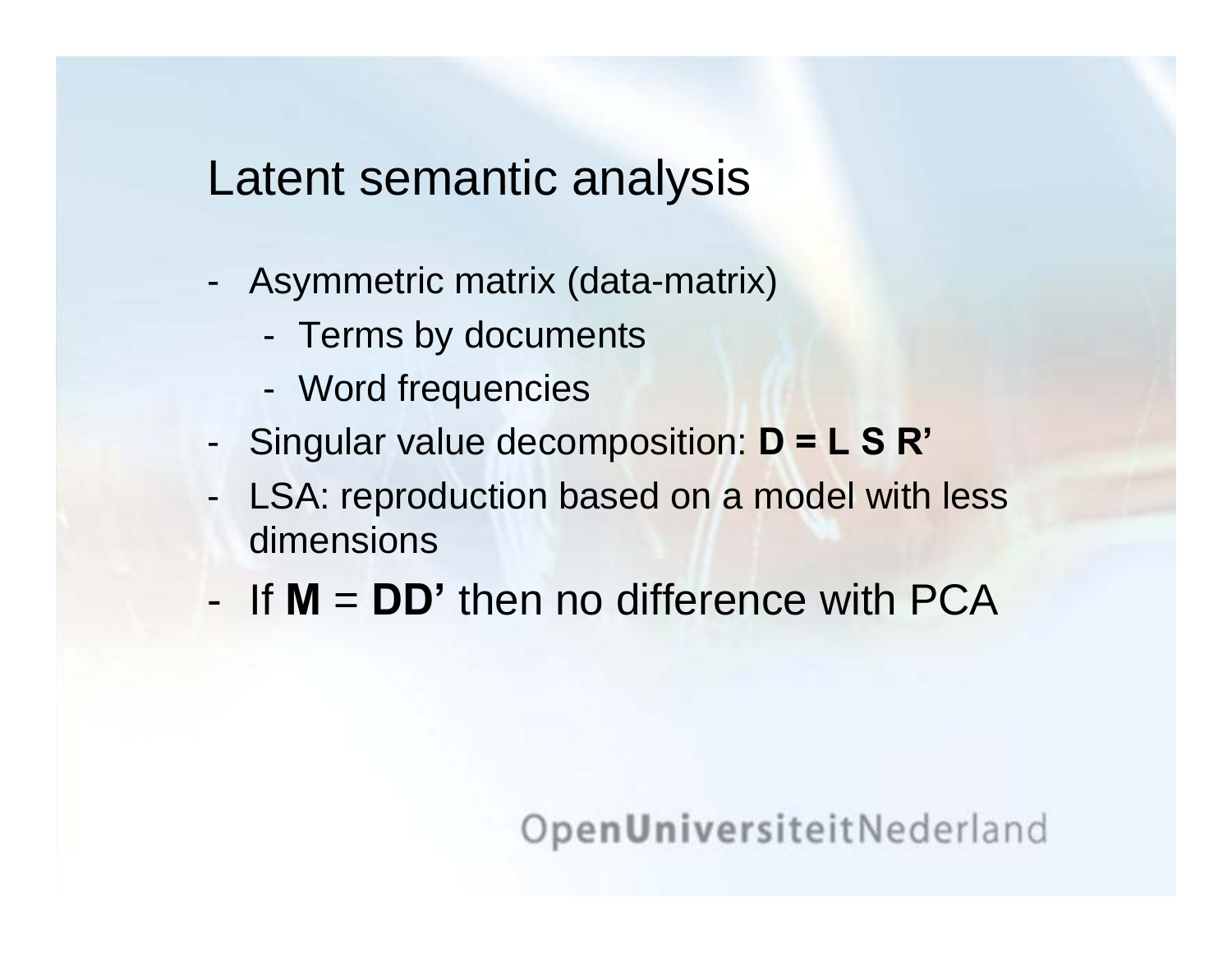# Latent semantic analysis

- Asymmetric matrix (data-matrix)
  - Terms by documents
  - Word frequencies
- Singular value decomposition: **D = L S R'**
- LSA: reproduction based on a model with less dimensions
- If **M** = **DD'** then no difference with PCA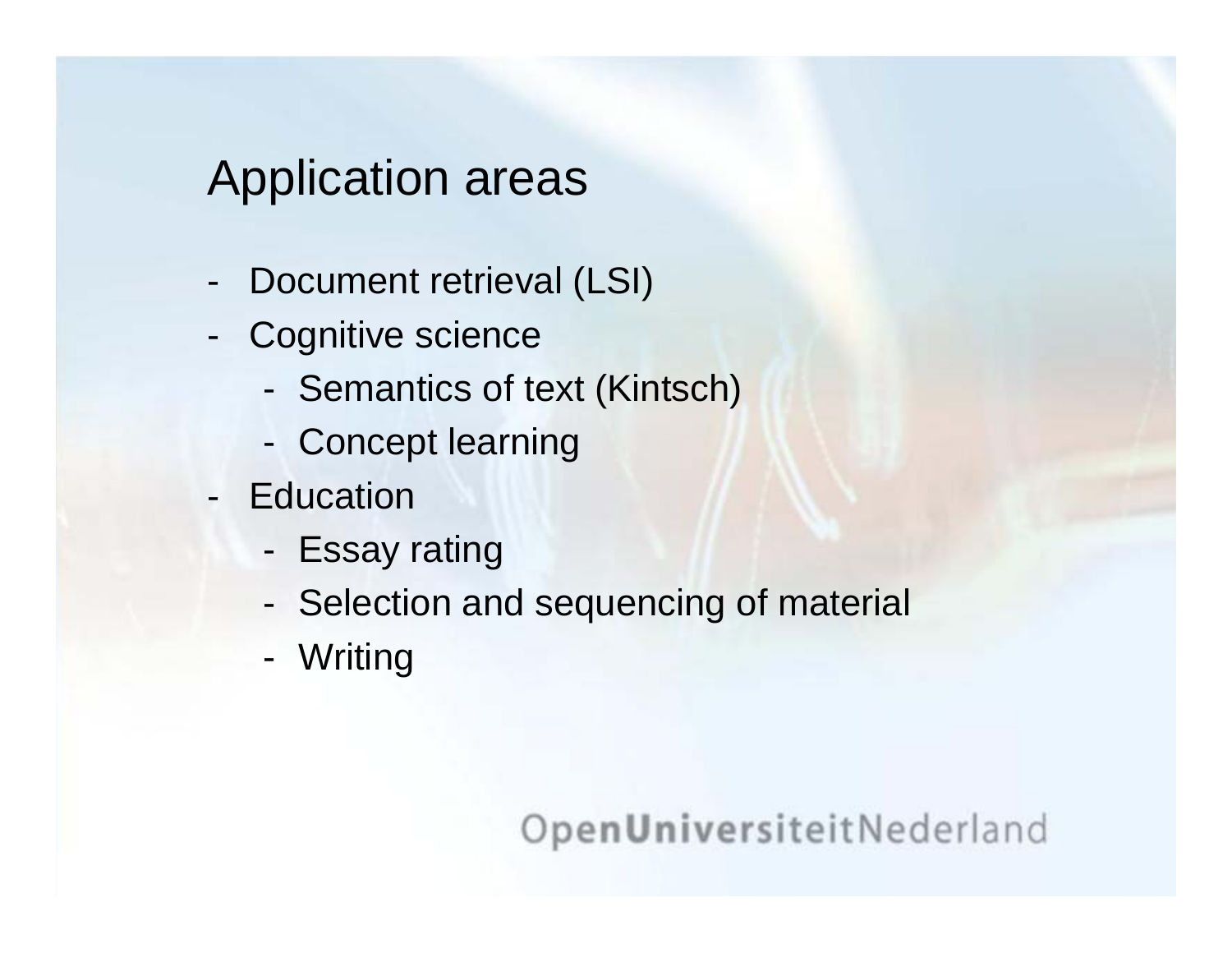# Application areas

- Document retrieval (LSI)
- Cognitive science
  - Semantics of text (Kintsch)
  - Concept learning
- Education
  - Essay rating
  - Selection and sequencing of material
  - Writing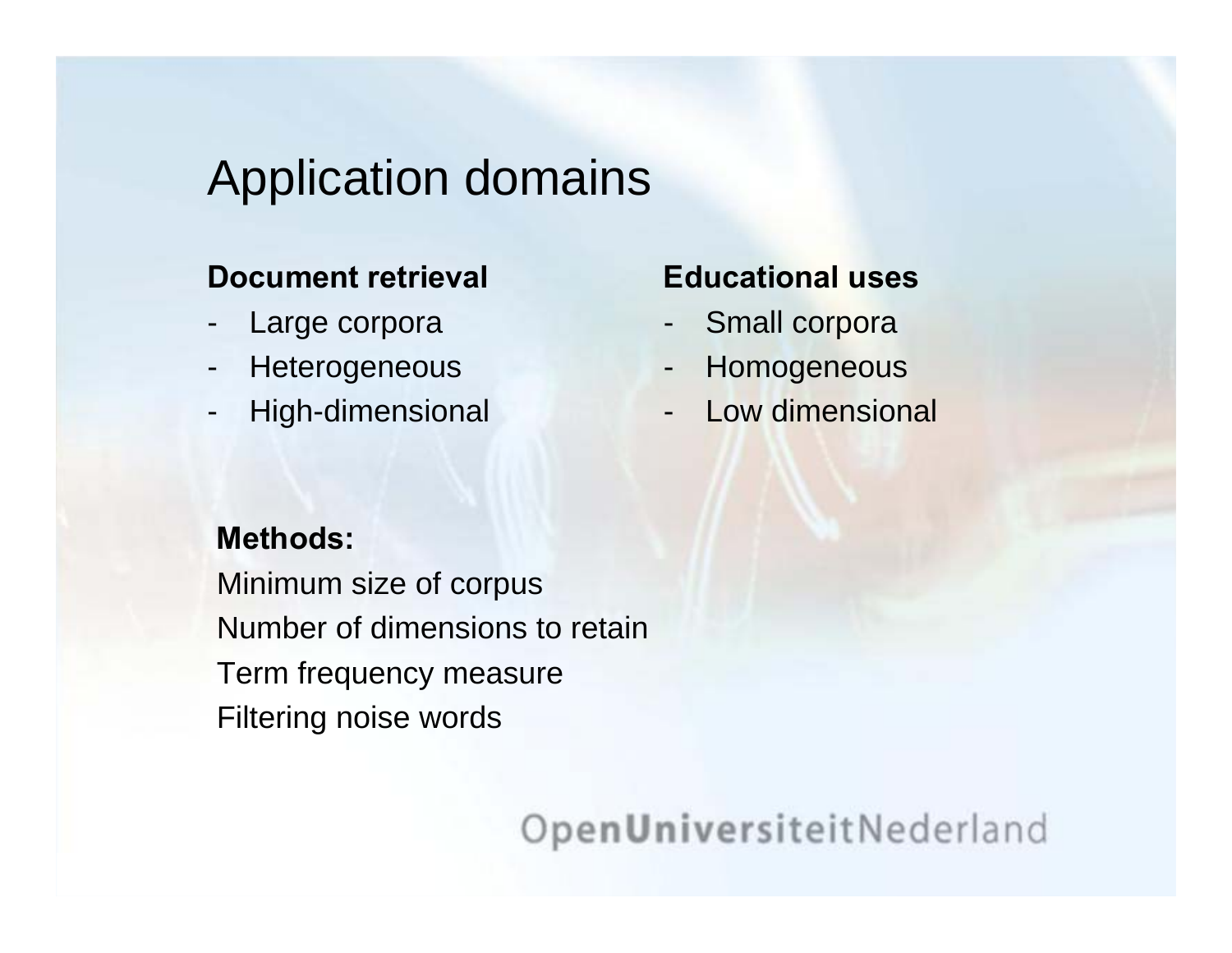# Application domains

**Document retrieval**
- Large corpora
- Heterogeneous
- High-dimensional

**Educational uses**
- Small corpora
- Homogeneous
- Low dimensional

**Methods:**

Minimum size of corpus
Number of dimensions to retain
Term frequency measure
Filtering noise words

OpenUniversiteitNederland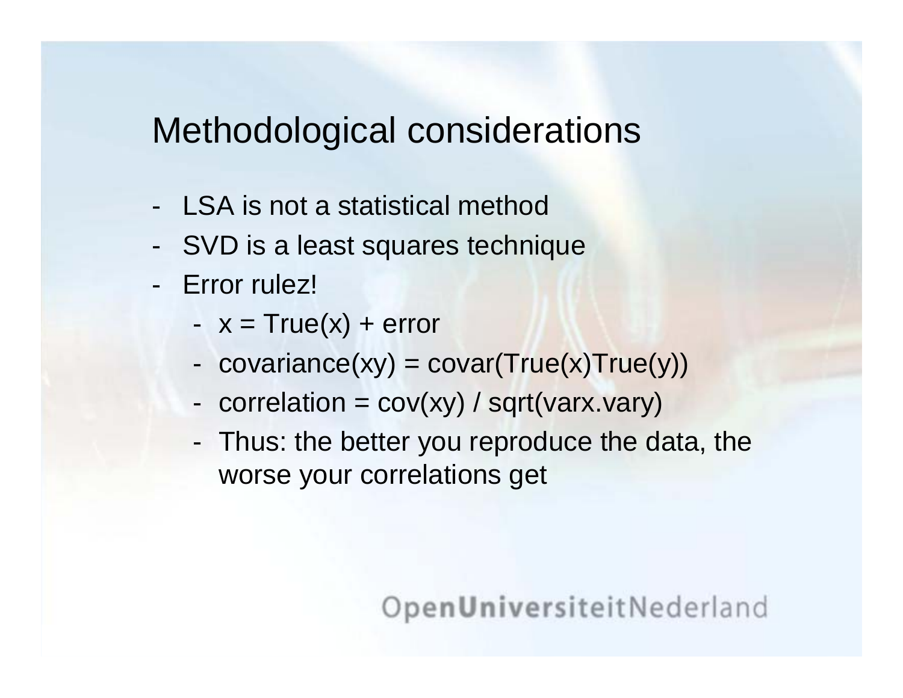# Methodological considerations

- LSA is not a statistical method
- SVD is a least squares technique
- Error rulez!
  - x = True(x) + error
  - covariance(xy) = covar(True(x)True(y))
  - correlation = cov(xy) / sqrt(varx.vary)
  - Thus: the better you reproduce the data, the worse your correlations get

OpenUniversiteitNederland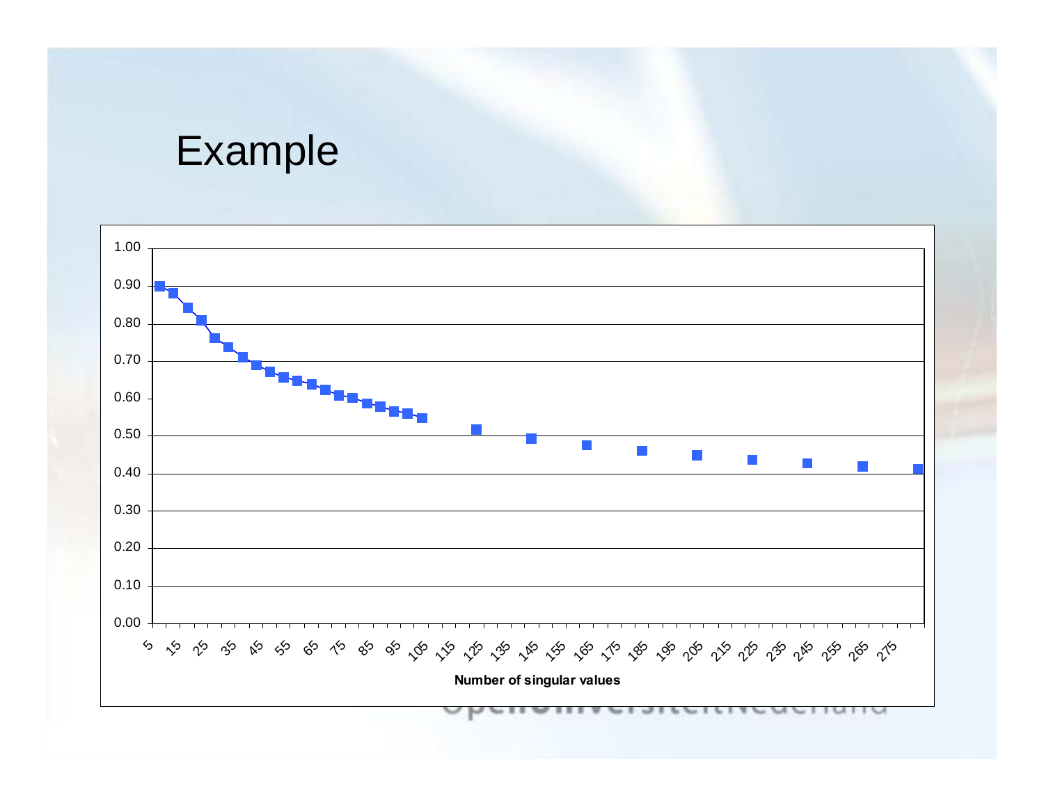# Example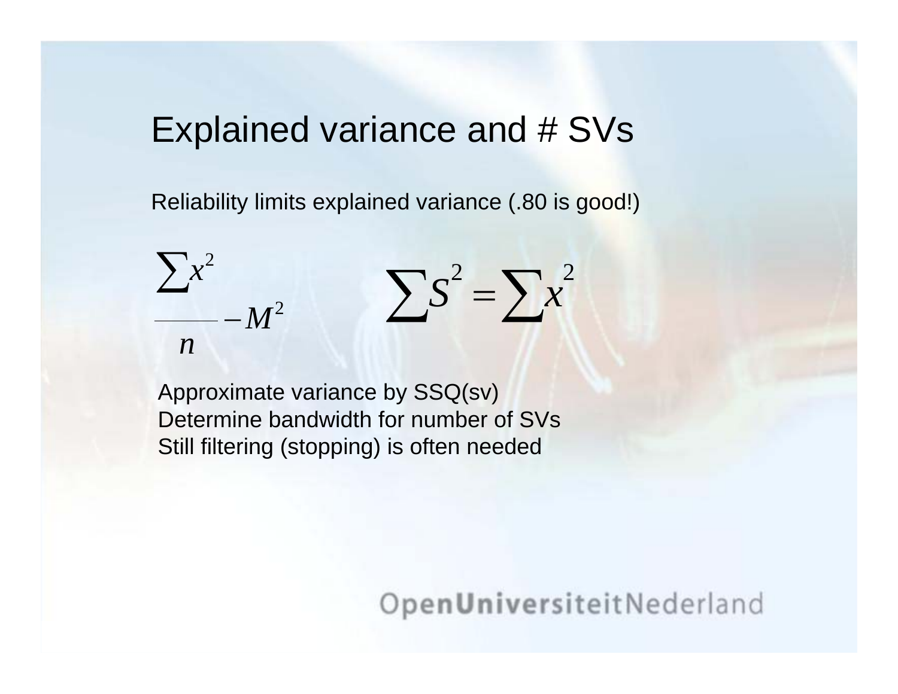# Explained variance and # SVs

Reliability limits explained variance (.80 is good!)

$$\frac{\sum x^2}{n} - M^2 \qquad \sum S^2 = \sum x^2$$

Approximate variance by SSQ(sv)
Determine bandwidth for number of SVs
Still filtering (stopping) is often needed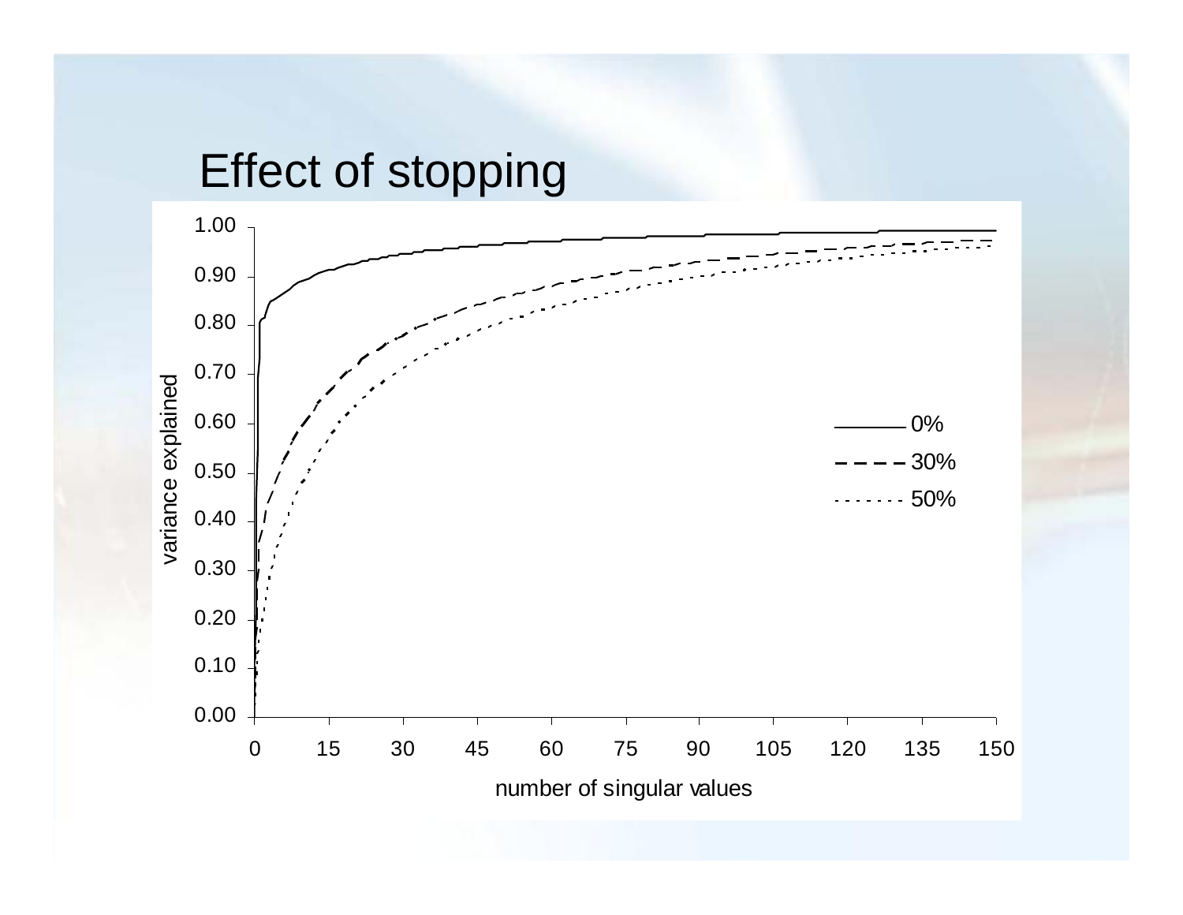# Effect of stopping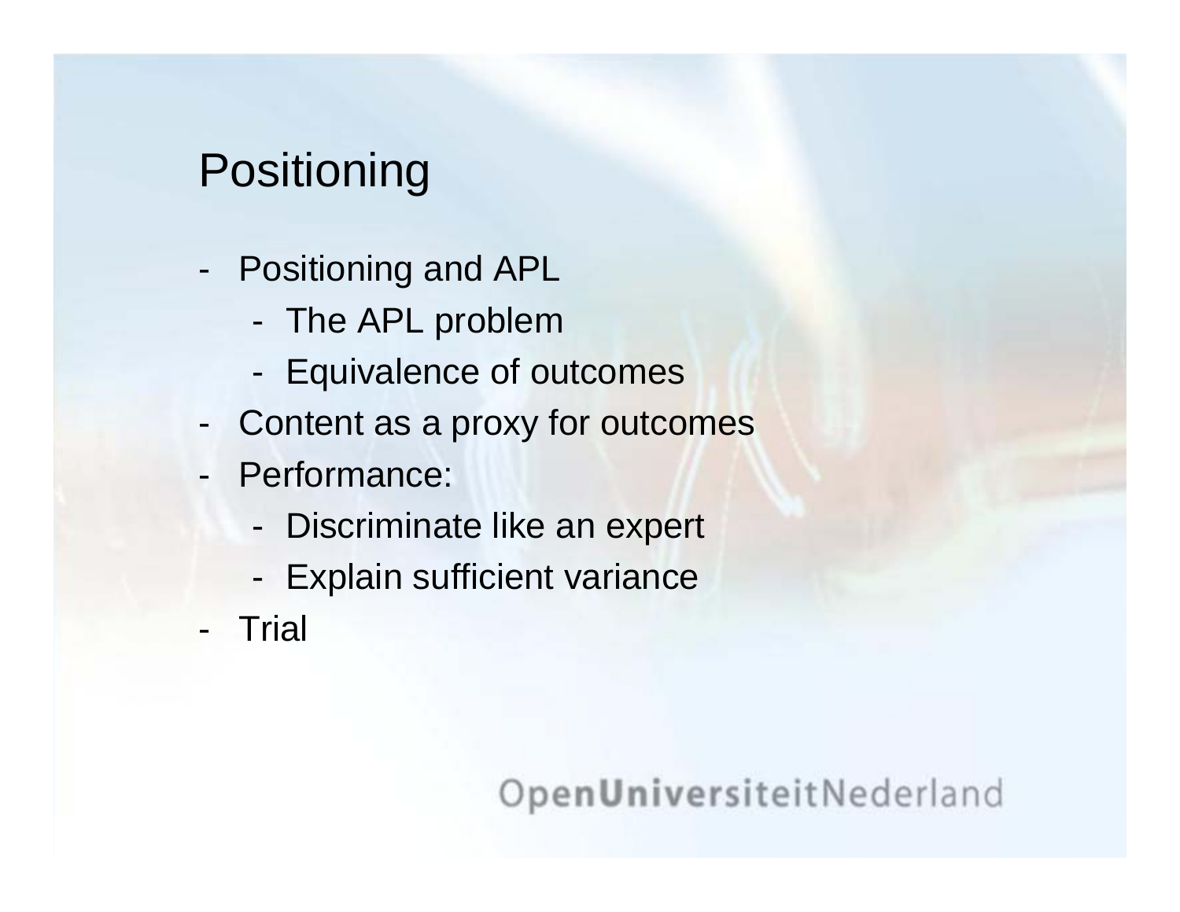# Positioning

- Positioning and APL
  - The APL problem
  - Equivalence of outcomes
- Content as a proxy for outcomes
- Performance:
  - Discriminate like an expert
  - Explain sufficient variance
- Trial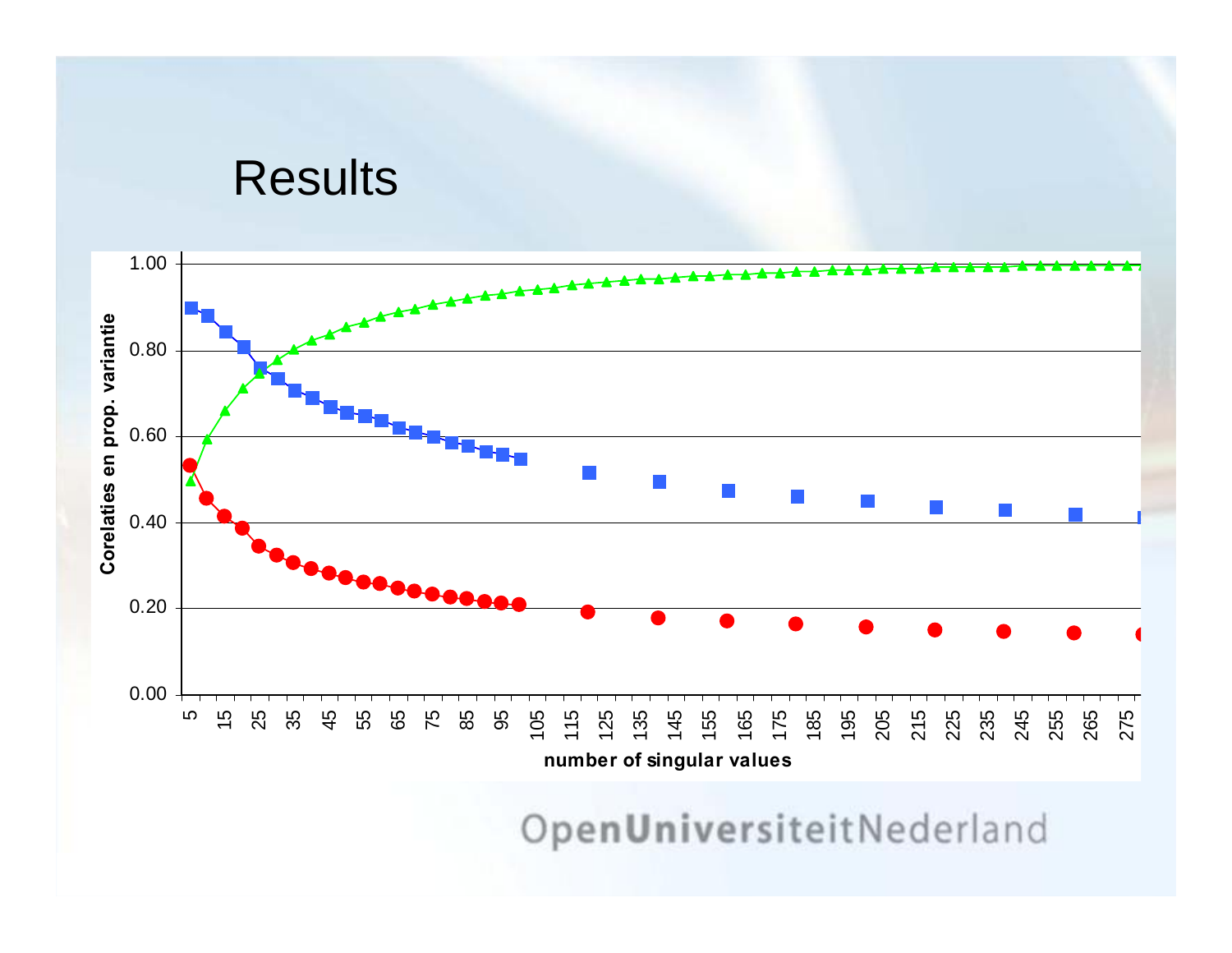# Results

Corelaties en prop. variantie

1.00
0.80
0.60
0.40
0.20
0.00

5 15 25 35 45 55 65 75 85 95 105 115 125 135 145 155 165 175 185 195 205 215 225 235 245 255 265 275

number of singular values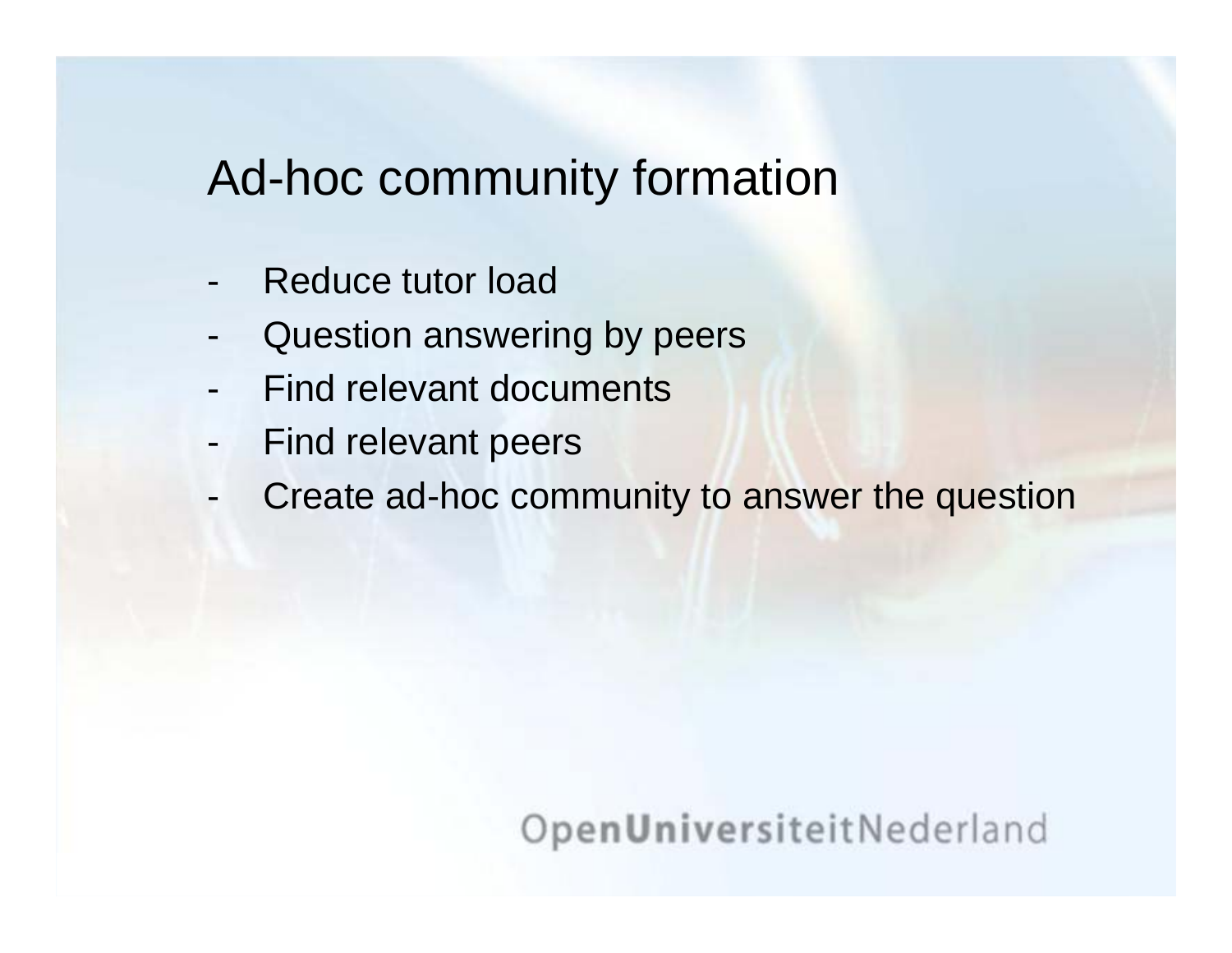# Ad-hoc community formation

- Reduce tutor load
- Question answering by peers
- Find relevant documents
- Find relevant peers
- Create ad-hoc community to answer the question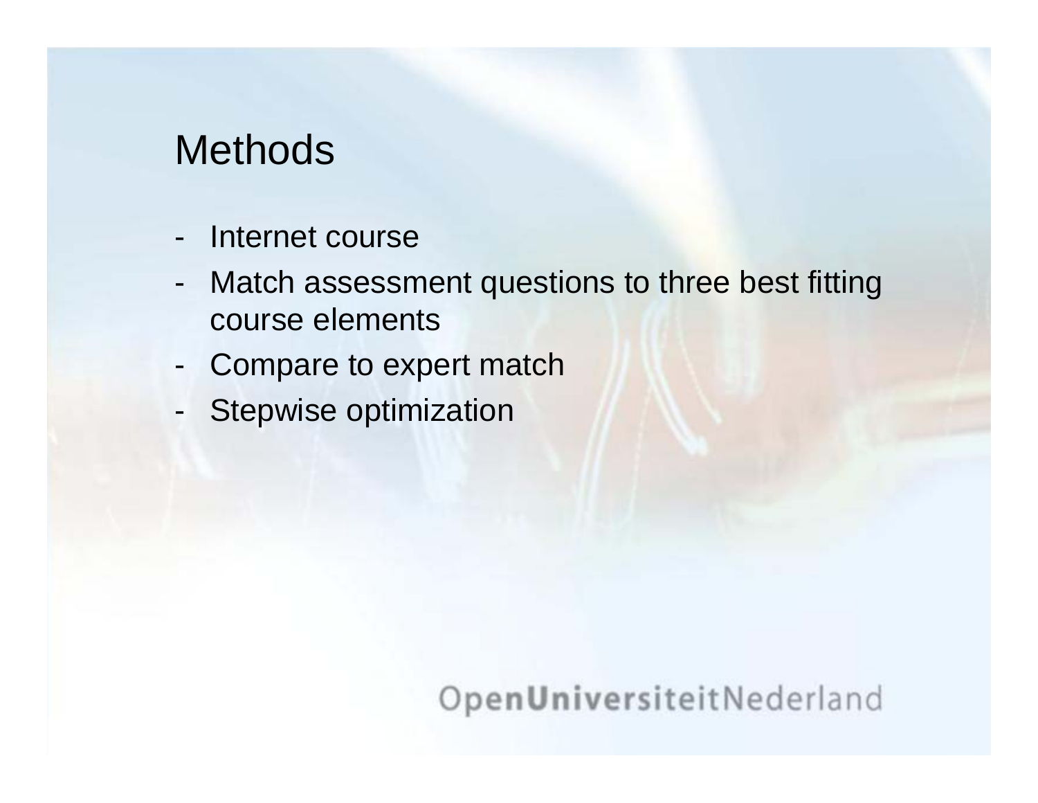# Methods

- Internet course
- Match assessment questions to three best fitting course elements
- Compare to expert match
- Stepwise optimization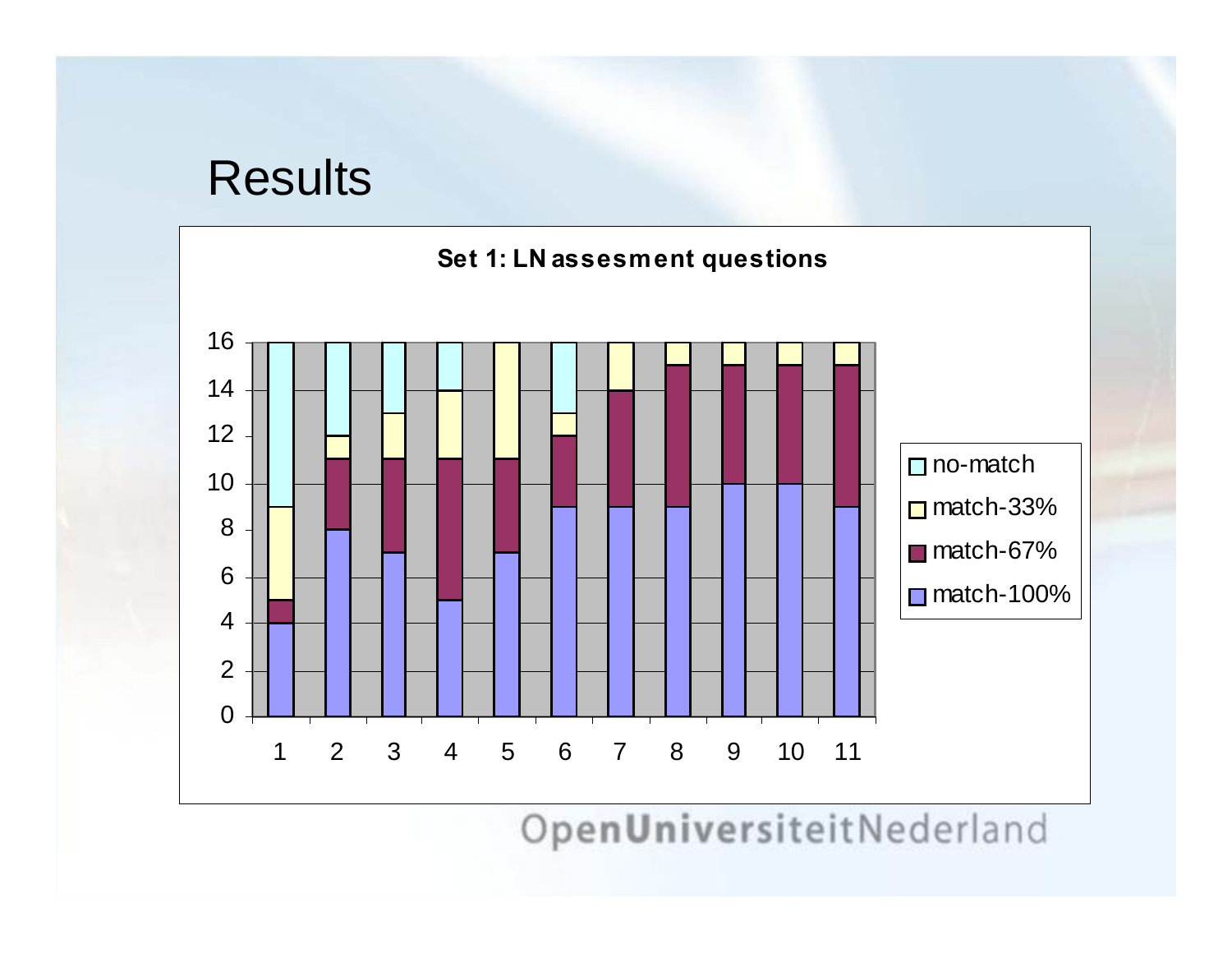# Results

**Set 1: LN assesment questions**

| Question | match-100% | match-67% | match-33% | no-match |
|---|---|---|---|---|
| 1 | 4 | 1 | 4 | 7 |
| 2 | 8 | 3 | 1 | 4 |
| 3 | 7 | 4 | 2 | 3 |
| 4 | 5 | 6 | 3 | 2 |
| 5 | 7 | 4 | 5 | 0 |
| 6 | 9 | 3 | 1 | 3 |
| 7 | 9 | 5 | 2 | 0 |
| 8 | 9 | 6 | 1 | 0 |
| 9 | 10 | 5 | 1 | 0 |
| 10 | 10 | 5 | 1 | 0 |
| 11 | 9 | 6 | 1 | 0 |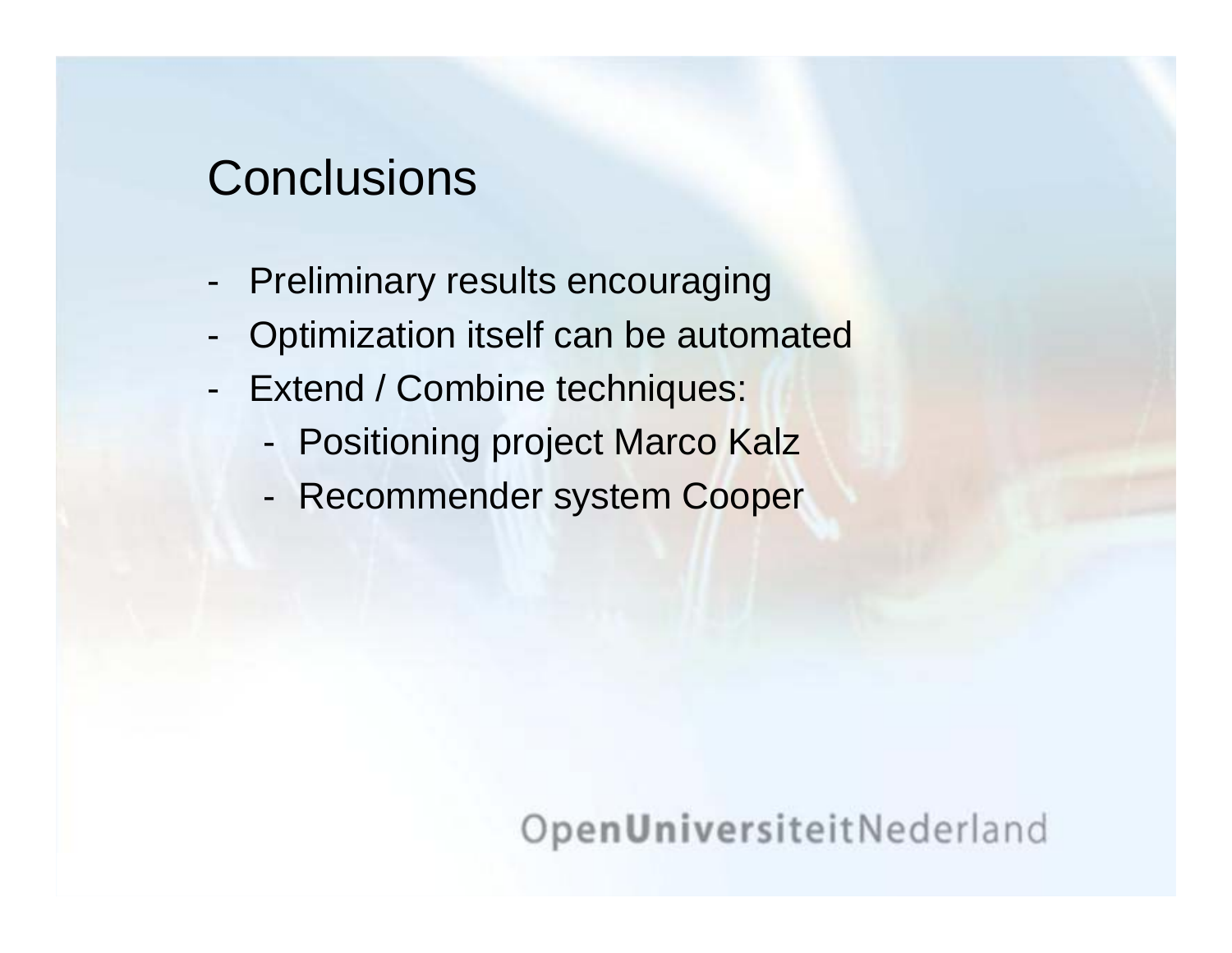# Conclusions

- Preliminary results encouraging
- Optimization itself can be automated
- Extend / Combine techniques:
  - Positioning project Marco Kalz
  - Recommender system Cooper

OpenUniversiteitNederland